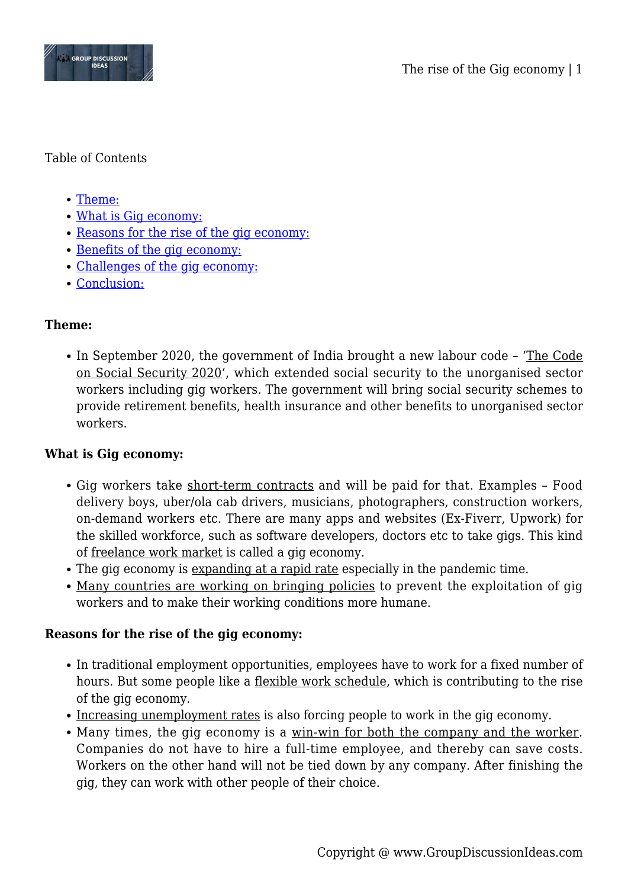Table of Contents

- Theme:
- What is Gig economy:
- Reasons for the rise of the gig economy:
- Benefits of the gig economy:
- Challenges of the gig economy:
- Conclusion:

**Theme:**

- In September 2020, the government of India brought a new labour code – 'The Code on Social Security 2020', which extended social security to the unorganised sector workers including gig workers. The government will bring social security schemes to provide retirement benefits, health insurance and other benefits to unorganised sector workers.

**What is Gig economy:**

- Gig workers take short-term contracts and will be paid for that. Examples – Food delivery boys, uber/ola cab drivers, musicians, photographers, construction workers, on-demand workers etc. There are many apps and websites (Ex-Fiverr, Upwork) for the skilled workforce, such as software developers, doctors etc to take gigs. This kind of freelance work market is called a gig economy.
- The gig economy is expanding at a rapid rate especially in the pandemic time.
- Many countries are working on bringing policies to prevent the exploitation of gig workers and to make their working conditions more humane.

**Reasons for the rise of the gig economy:**

- In traditional employment opportunities, employees have to work for a fixed number of hours. But some people like a flexible work schedule, which is contributing to the rise of the gig economy.
- Increasing unemployment rates is also forcing people to work in the gig economy.
- Many times, the gig economy is a win-win for both the company and the worker. Companies do not have to hire a full-time employee, and thereby can save costs. Workers on the other hand will not be tied down by any company. After finishing the gig, they can work with other people of their choice.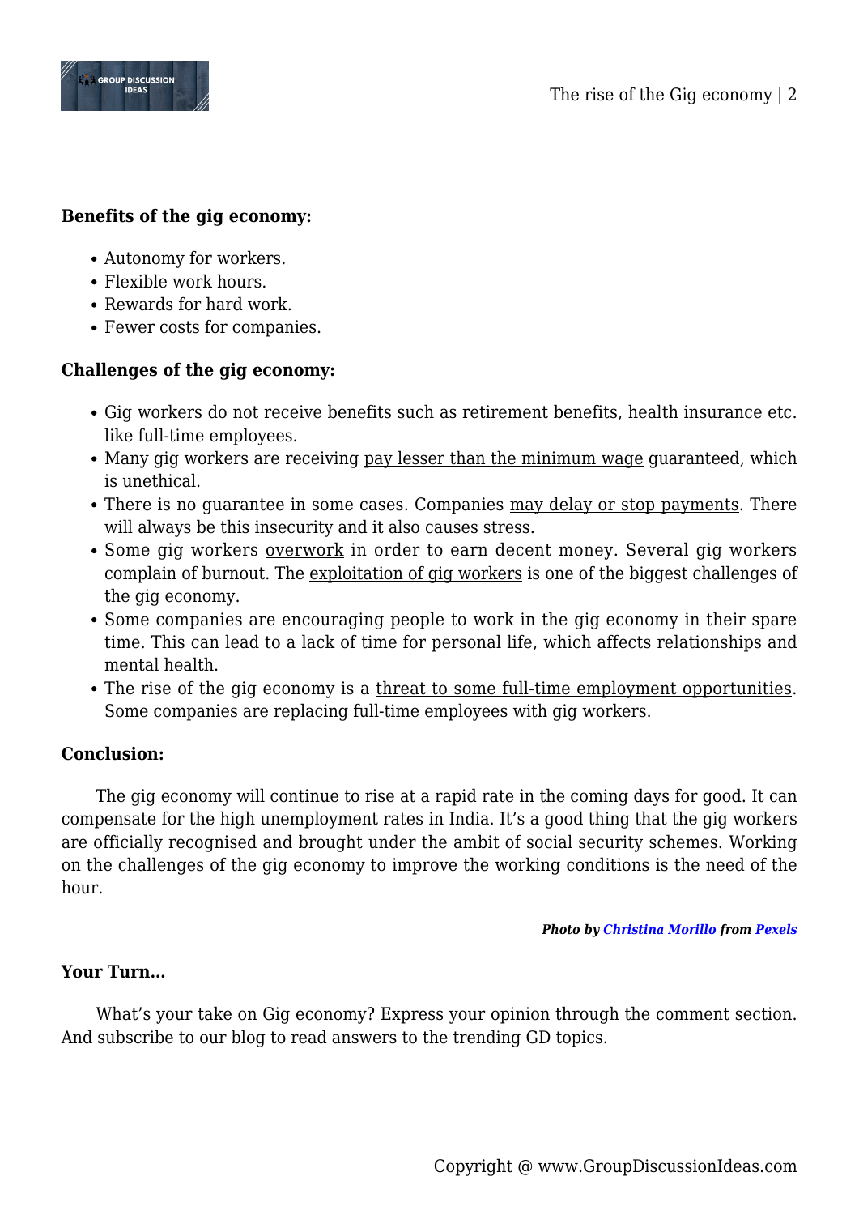**Benefits of the gig economy:**

- Autonomy for workers.
- Flexible work hours.
- Rewards for hard work.
- Fewer costs for companies.

**Challenges of the gig economy:**

- Gig workers do not receive benefits such as retirement benefits, health insurance etc. like full-time employees.
- Many gig workers are receiving pay lesser than the minimum wage guaranteed, which is unethical.
- There is no guarantee in some cases. Companies may delay or stop payments. There will always be this insecurity and it also causes stress.
- Some gig workers overwork in order to earn decent money. Several gig workers complain of burnout. The exploitation of gig workers is one of the biggest challenges of the gig economy.
- Some companies are encouraging people to work in the gig economy in their spare time. This can lead to a lack of time for personal life, which affects relationships and mental health.
- The rise of the gig economy is a threat to some full-time employment opportunities. Some companies are replacing full-time employees with gig workers.

**Conclusion:**

The gig economy will continue to rise at a rapid rate in the coming days for good. It can compensate for the high unemployment rates in India. It's a good thing that the gig workers are officially recognised and brought under the ambit of social security schemes. Working on the challenges of the gig economy to improve the working conditions is the need of the hour.

***Photo by Christina Morillo from Pexels***

**Your Turn…**

What's your take on Gig economy? Express your opinion through the comment section. And subscribe to our blog to read answers to the trending GD topics.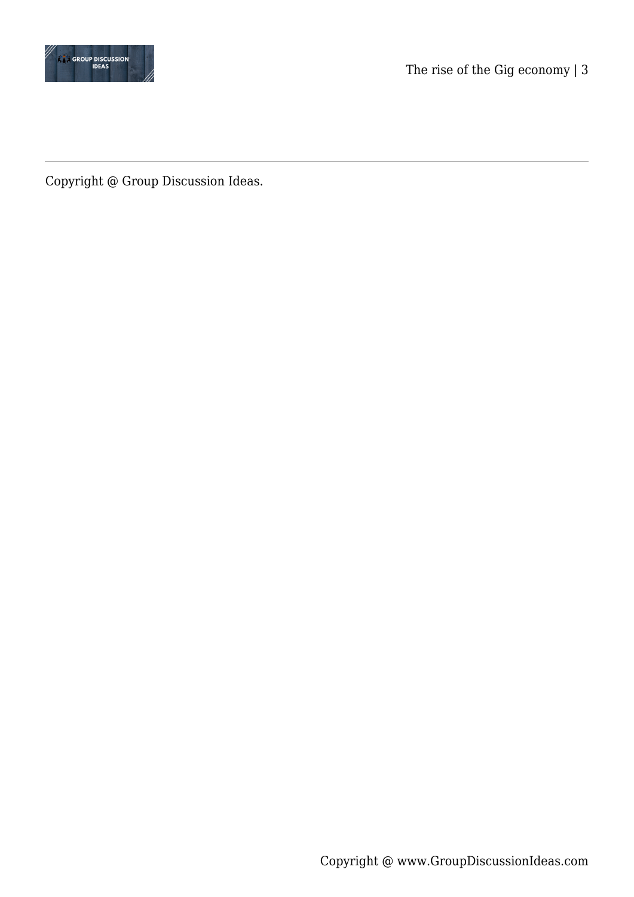---

Copyright @ Group Discussion Ideas.